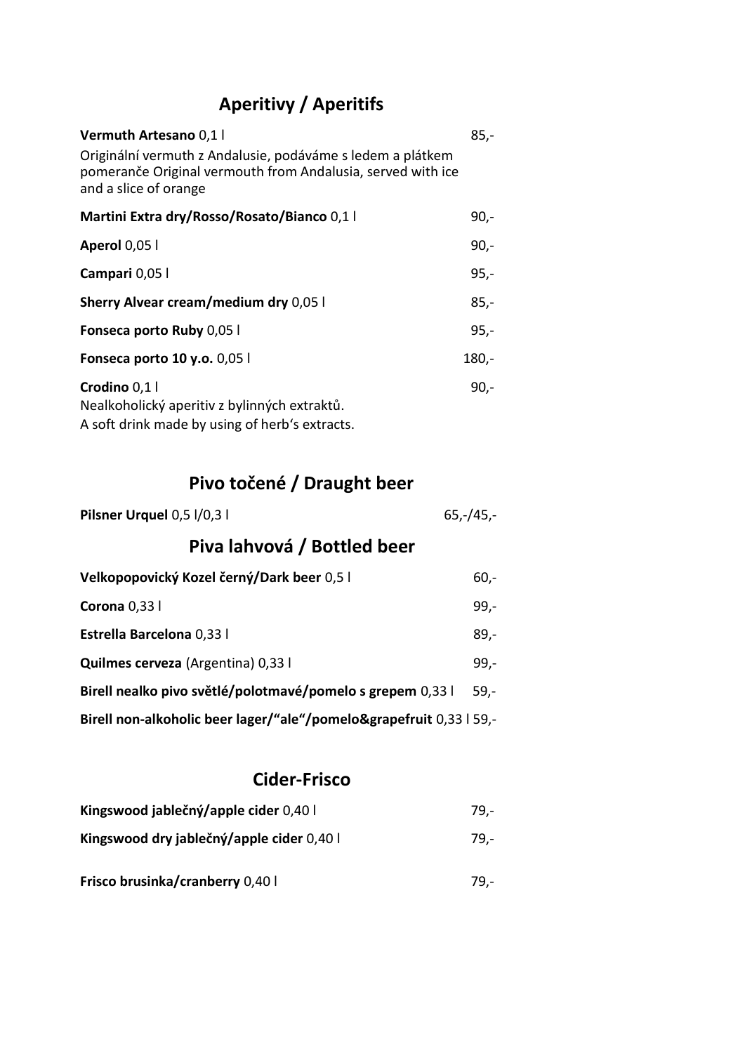## Aperitivy / Aperitifs

**Vermuth Artesano** 0,1 l — 85,-

Originální vermuth z Andalusie, podáváme s ledem a plátkem pomeranče Original vermouth from Andalusia, served with ice and a slice of orange

**Martini Extra dry/Rosso/Rosato/Bianco** 0,1 l — 90,-

**Aperol** 0,05 l — 90,-

**Campari** 0,05 l — 95,-

**Sherry Alvear cream/medium dry** 0,05 l — 85,-

**Fonseca porto Ruby** 0,05 l — 95,-

**Fonseca porto 10 y.o.** 0,05 l — 180,-

**Crodino** 0,1 l — 90,-

Nealkoholický aperitiv z bylinných extraktů.
A soft drink made by using of herb's extracts.

## Pivo točené / Draught beer

**Pilsner Urquel** 0,5 l/0,3 l — 65,-/45,-

## Piva lahvová / Bottled beer

**Velkopopovický Kozel černý/Dark beer** 0,5 l — 60,-

**Corona** 0,33 l — 99,-

**Estrella Barcelona** 0,33 l — 89,-

**Quilmes cerveza** (Argentina) 0,33 l — 99,-

**Birell nealko pivo světlé/polotmavé/pomelo s grepem** 0,33 l — 59,-

**Birell non-alkoholic beer lager/"ale"/pomelo&grapefruit** 0,33 l 59,-

## Cider-Frisco

**Kingswood jablečný/apple cider** 0,40 l — 79,-

**Kingswood dry jablečný/apple cider** 0,40 l — 79,-

**Frisco brusinka/cranberry** 0,40 l — 79,-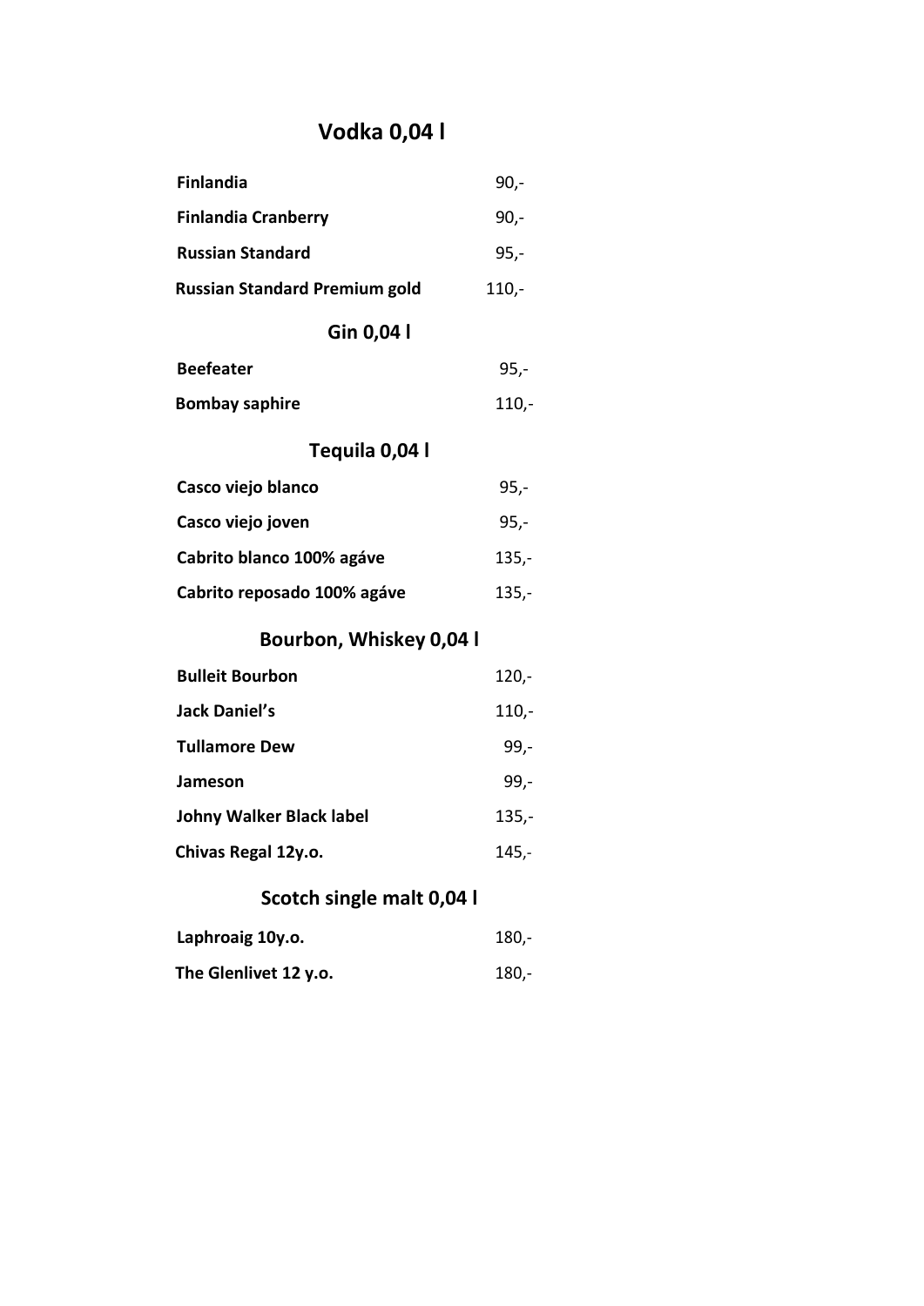# Vodka 0,04 l

| | |
|---|---|
| **Finlandia** | 90,- |
| **Finlandia Cranberry** | 90,- |
| **Russian Standard** | 95,- |
| **Russian Standard Premium gold** | 110,- |

# Gin 0,04 l

| | |
|---|---|
| **Beefeater** | 95,- |
| **Bombay saphire** | 110,- |

# Tequila 0,04 l

| | |
|---|---|
| **Casco viejo blanco** | 95,- |
| **Casco viejo joven** | 95,- |
| **Cabrito blanco 100% agáve** | 135,- |
| **Cabrito reposado 100% agáve** | 135,- |

# Bourbon, Whiskey 0,04 l

| | |
|---|---|
| **Bulleit Bourbon** | 120,- |
| **Jack Daniel's** | 110,- |
| **Tullamore Dew** | 99,- |
| **Jameson** | 99,- |
| **Johny Walker Black label** | 135,- |
| **Chivas Regal 12y.o.** | 145,- |

# Scotch single malt 0,04 l

| | |
|---|---|
| **Laphroaig 10y.o.** | 180,- |
| **The Glenlivet 12 y.o.** | 180,- |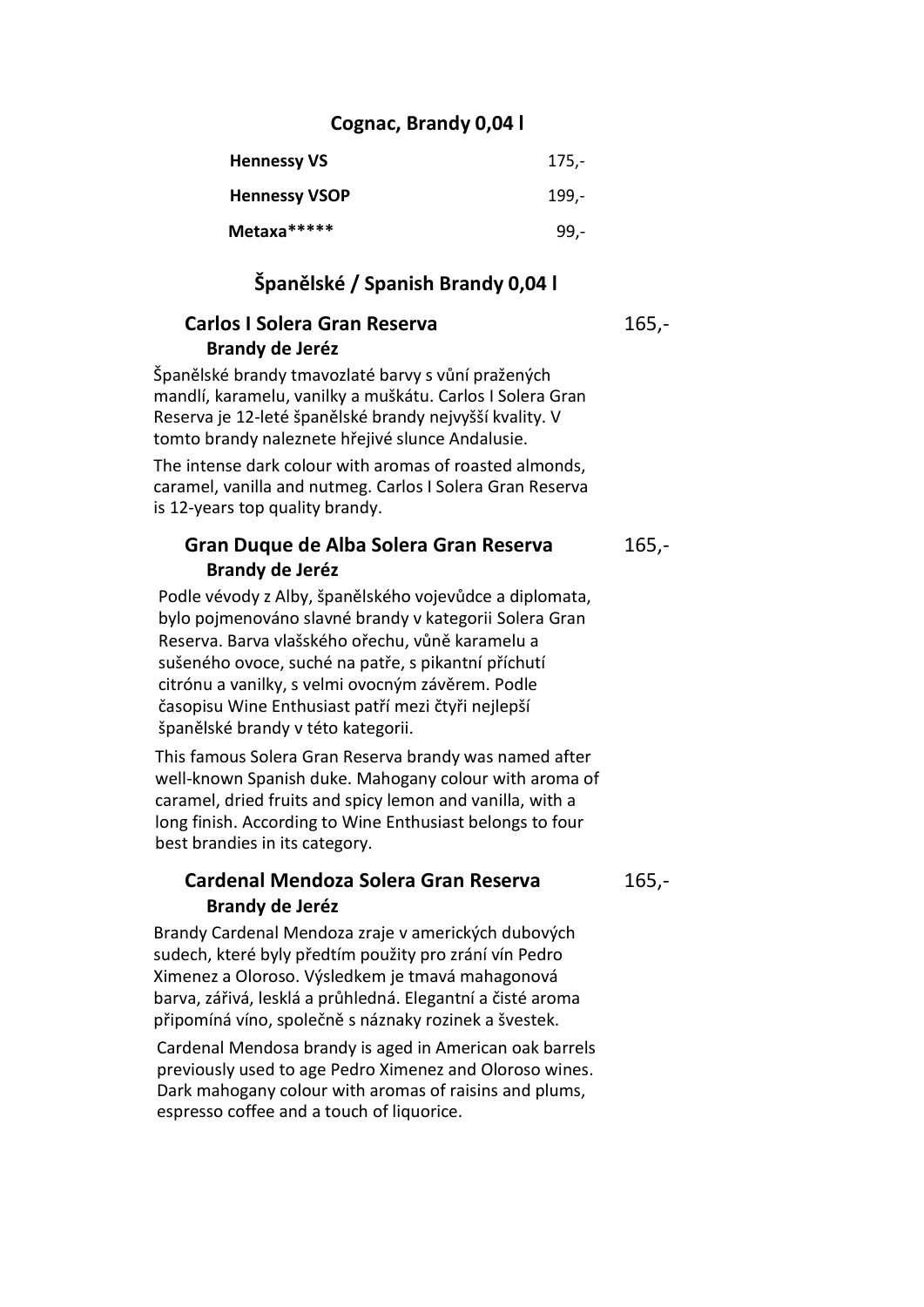## Cognac, Brandy 0,04 l

| | |
|---|---|
| **Hennessy VS** | 175,- |
| **Hennessy VSOP** | 199,- |
| **Metaxa*****| 99,- |

## Španělské / Spanish Brandy 0,04 l

**Carlos I Solera Gran Reserva** 165,-
**Brandy de Jeréz**

Španělské brandy tmavozlaté barvy s vůní pražených mandlí, karamelu, vanilky a muškátu. Carlos I Solera Gran Reserva je 12-leté španělské brandy nejvyšší kvality. V tomto brandy naleznete hřejivé slunce Andalusie.

The intense dark colour with aromas of roasted almonds, caramel, vanilla and nutmeg. Carlos I Solera Gran Reserva is 12-years top quality brandy.

**Gran Duque de Alba Solera Gran Reserva** 165,-
**Brandy de Jeréz**

Podle vévody z Alby, španělského vojevůdce a diplomata, bylo pojmenováno slavné brandy v kategorii Solera Gran Reserva. Barva vlašského ořechu, vůně karamelu a sušeného ovoce, suché na patře, s pikantní příchutí citrónu a vanilky, s velmi ovocným závěrem. Podle časopisu Wine Enthusiast patří mezi čtyři nejlepší španělské brandy v této kategorii.

This famous Solera Gran Reserva brandy was named after well-known Spanish duke. Mahogany colour with aroma of caramel, dried fruits and spicy lemon and vanilla, with a long finish. According to Wine Enthusiast belongs to four best brandies in its category.

**Cardenal Mendoza Solera Gran Reserva** 165,-
**Brandy de Jeréz**

Brandy Cardenal Mendoza zraje v amerických dubových sudech, které byly předtím použity pro zrání vín Pedro Ximenez a Oloroso. Výsledkem je tmavá mahagonová barva, zářivá, lesklá a průhledná. Elegantní a čisté aroma připomíná víno, společně s náznaky rozinek a švestek.

Cardenal Mendosa brandy is aged in American oak barrels previously used to age Pedro Ximenez and Oloroso wines. Dark mahogany colour with aromas of raisins and plums, espresso coffee and a touch of liquorice.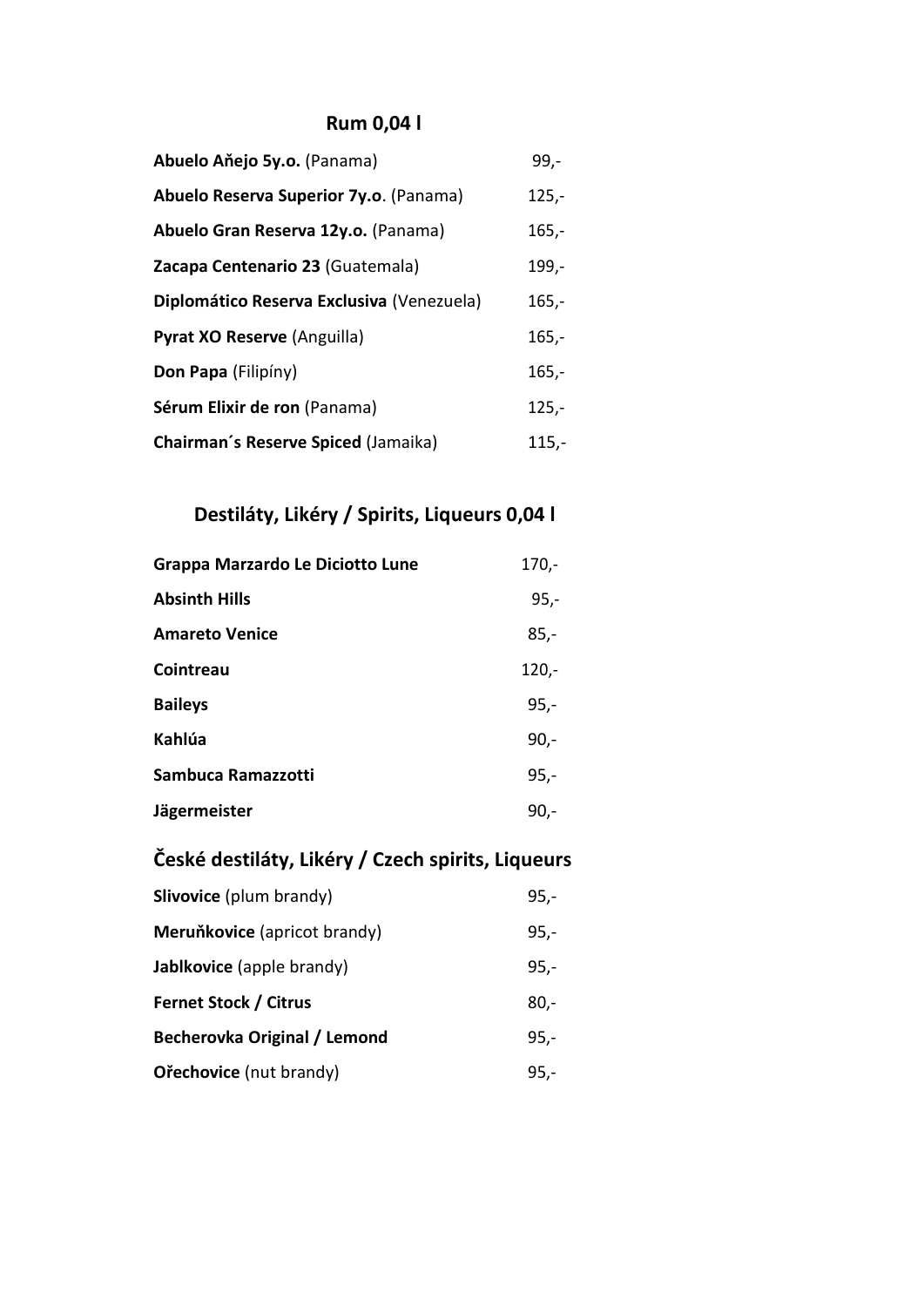## Rum 0,04 l

| | |
|---|---|
| **Abuelo Aňejo 5y.o.** (Panama) | 99,- |
| **Abuelo Reserva Superior 7y.o**. (Panama) | 125,- |
| **Abuelo Gran Reserva 12y.o.** (Panama) | 165,- |
| **Zacapa Centenario 23** (Guatemala) | 199,- |
| **Diplomático Reserva Exclusiva** (Venezuela) | 165,- |
| **Pyrat XO Reserve** (Anguilla) | 165,- |
| **Don Papa** (Filipíny) | 165,- |
| **Sérum Elixir de ron** (Panama) | 125,- |
| **Chairman´s Reserve Spiced** (Jamaika) | 115,- |

## Destiláty, Likéry / Spirits, Liqueurs 0,04 l

| | |
|---|---|
| **Grappa Marzardo Le Diciotto Lune** | 170,- |
| **Absinth Hills** | 95,- |
| **Amareto Venice** | 85,- |
| **Cointreau** | 120,- |
| **Baileys** | 95,- |
| **Kahlúa** | 90,- |
| **Sambuca Ramazzotti** | 95,- |
| **Jägermeister** | 90,- |

## České destiláty, Likéry / Czech spirits, Liqueurs

| | |
|---|---|
| **Slivovice** (plum brandy) | 95,- |
| **Meruňkovice** (apricot brandy) | 95,- |
| **Jablkovice** (apple brandy) | 95,- |
| **Fernet Stock / Citrus** | 80,- |
| **Becherovka Original / Lemond** | 95,- |
| **Ořechovice** (nut brandy) | 95,- |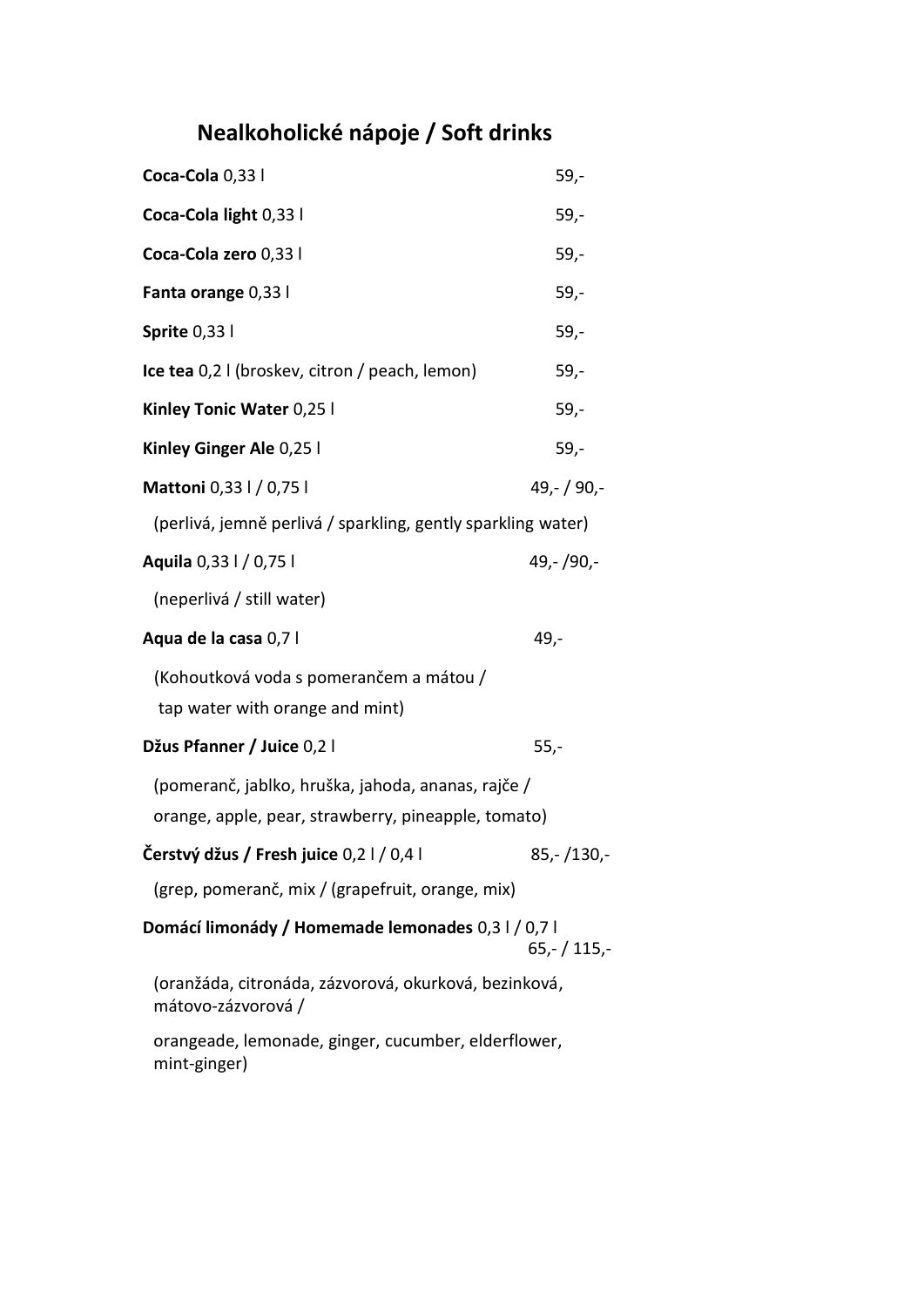# Nealkoholické nápoje / Soft drinks

**Coca-Cola** 0,33 l 59,-

**Coca-Cola light** 0,33 l 59,-

**Coca-Cola zero** 0,33 l 59,-

**Fanta orange** 0,33 l 59,-

**Sprite** 0,33 l 59,-

**Ice tea** 0,2 l (broskev, citron / peach, lemon) 59,-

**Kinley Tonic Water** 0,25 l 59,-

**Kinley Ginger Ale** 0,25 l 59,-

**Mattoni** 0,33 l / 0,75 l 49,- / 90,-

(perlivá, jemně perlivá / sparkling, gently sparkling water)

**Aquila** 0,33 l / 0,75 l 49,- /90,-

(neperlivá / still water)

**Aqua de la casa** 0,7 l 49,-

(Kohoutková voda s pomerančem a mátou /
tap water with orange and mint)

**Džus Pfanner / Juice** 0,2 l 55,-

(pomeranč, jablko, hruška, jahoda, ananas, rajče /
orange, apple, pear, strawberry, pineapple, tomato)

**Čerstvý džus / Fresh juice** 0,2 l / 0,4 l 85,- /130,-

(grep, pomeranč, mix / (grapefruit, orange, mix)

**Domácí limonády / Homemade lemonades** 0,3 l / 0,7 l 65,- / 115,-

(oranžáda, citronáda, zázvorová, okurková, bezinková, mátovo-zázvorová /

orangeade, lemonade, ginger, cucumber, elderflower, mint-ginger)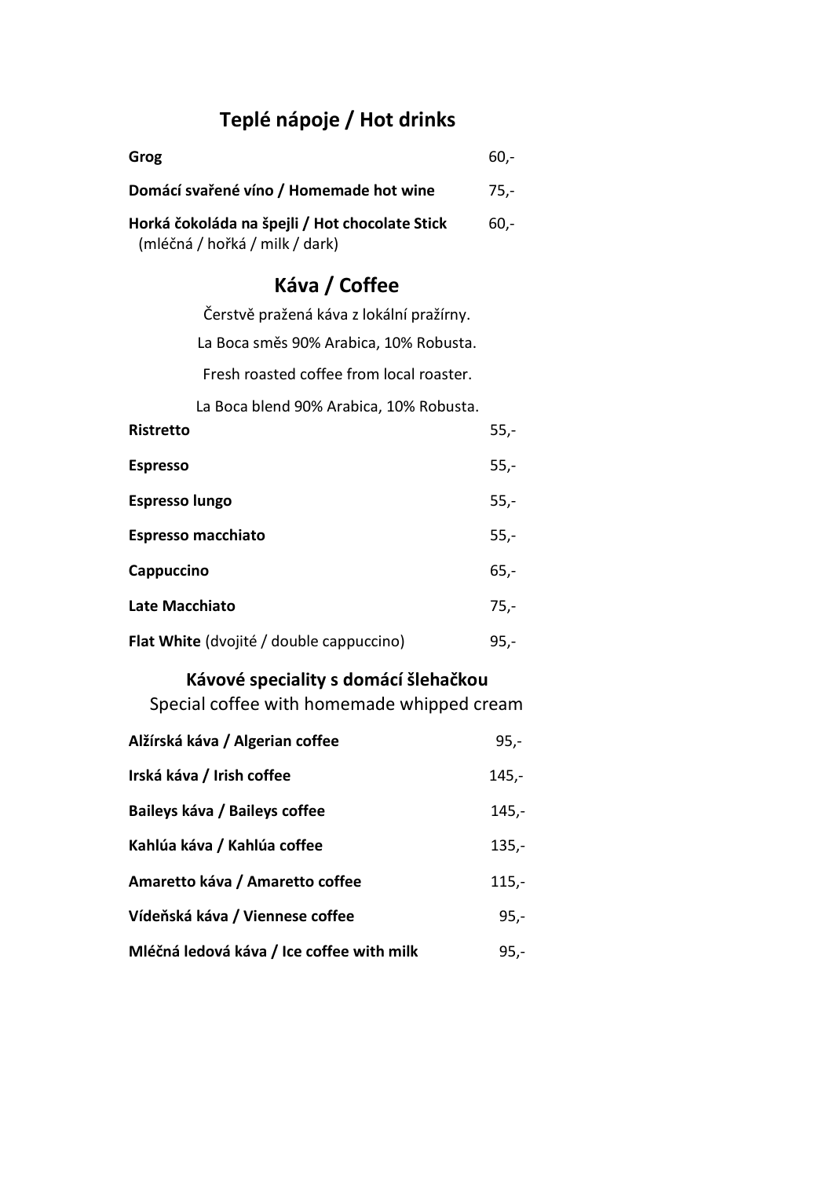## Teplé nápoje / Hot drinks

| | |
|---|---|
| **Grog** | 60,- |
| **Domácí svařené víno / Homemade hot wine** | 75,- |
| **Horká čokoláda na špejli / Hot chocolate Stick** (mléčná / hořká / milk / dark) | 60,- |

## Káva / Coffee

Čerstvě pražená káva z lokální pražírny.

La Boca směs 90% Arabica, 10% Robusta.

Fresh roasted coffee from local roaster.

La Boca blend 90% Arabica, 10% Robusta.

| | |
|---|---|
| **Ristretto** | 55,- |
| **Espresso** | 55,- |
| **Espresso lungo** | 55,- |
| **Espresso macchiato** | 55,- |
| **Cappuccino** | 65,- |
| **Late Macchiato** | 75,- |
| **Flat White** (dvojité / double cappuccino) | 95,- |

### Kávové speciality s domácí šlehačkou

Special coffee with homemade whipped cream

| | |
|---|---|
| **Alžírská káva / Algerian coffee** | 95,- |
| **Irská káva / Irish coffee** | 145,- |
| **Baileys káva / Baileys coffee** | 145,- |
| **Kahlúa káva / Kahlúa coffee** | 135,- |
| **Amaretto káva / Amaretto coffee** | 115,- |
| **Vídeňská káva / Viennese coffee** | 95,- |
| **Mléčná ledová káva / Ice coffee with milk** | 95,- |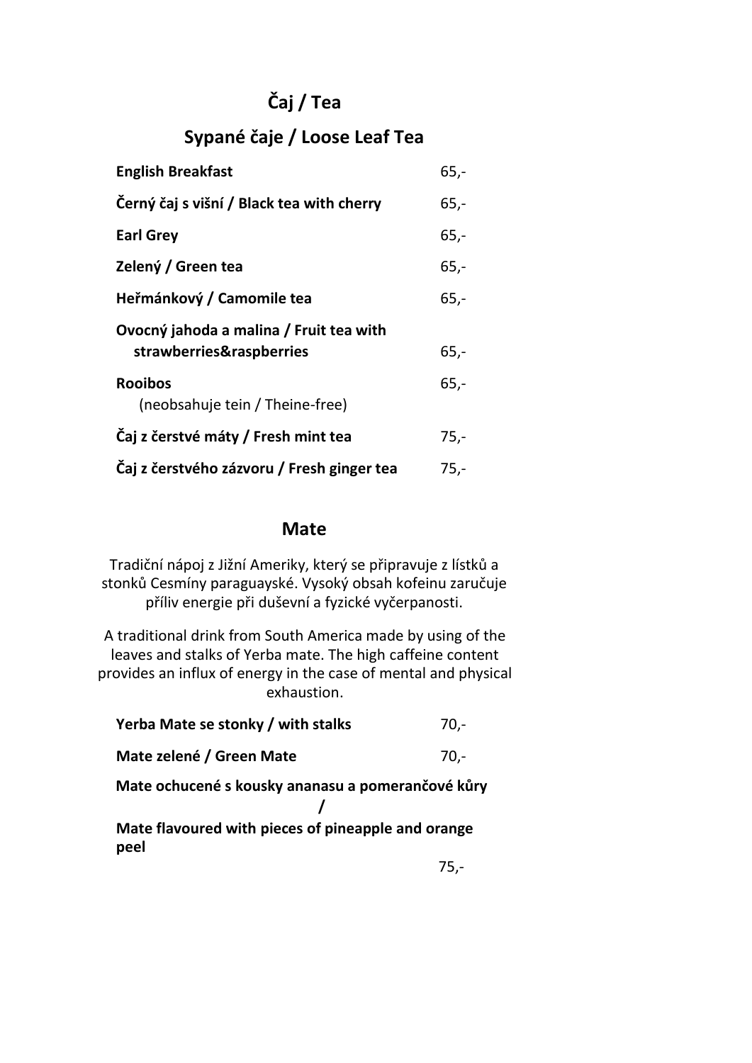# Čaj / Tea

## Sypané čaje / Loose Leaf Tea

| | |
|---|---|
| **English Breakfast** | 65,- |
| **Černý čaj s višní / Black tea with cherry** | 65,- |
| **Earl Grey** | 65,- |
| **Zelený / Green tea** | 65,- |
| **Heřmánkový / Camomile tea** | 65,- |
| **Ovocný jahoda a malina / Fruit tea with strawberries&raspberries** | 65,- |
| **Rooibos** (neobsahuje tein / Theine-free) | 65,- |
| **Čaj z čerstvé máty / Fresh mint tea** | 75,- |
| **Čaj z čerstvého zázvoru / Fresh ginger tea** | 75,- |

## Mate

Tradiční nápoj z Jižní Ameriky, který se připravuje z lístků a stonků Cesmíny paraguayské. Vysoký obsah kofeinu zaručuje příliv energie při duševní a fyzické vyčerpanosti.

A traditional drink from South America made by using of the leaves and stalks of Yerba mate. The high caffeine content provides an influx of energy in the case of mental and physical exhaustion.

| | |
|---|---|
| **Yerba Mate se stonky / with stalks** | 70,- |
| **Mate zelené / Green Mate** | 70,- |
| **Mate ochucené s kousky ananasu a pomerančové kůry / Mate flavoured with pieces of pineapple and orange peel** | 75,- |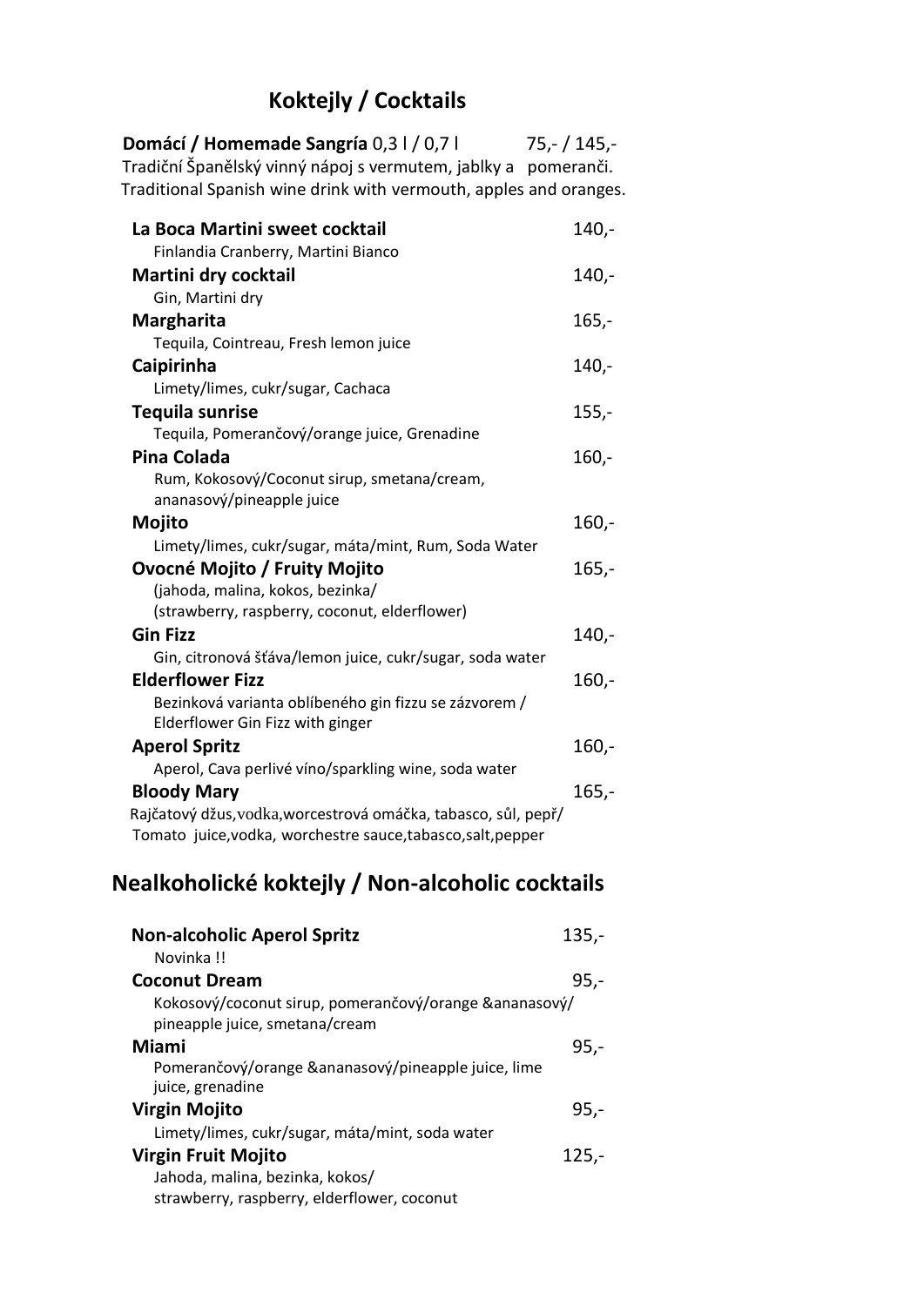# Koktejly / Cocktails

**Domácí / Homemade Sangría** 0,3 l / 0,7 l — 75,- / 145,-
Tradiční Španělský vinný nápoj s vermutem, jablky a pomeranči.
Traditional Spanish wine drink with vermouth, apples and oranges.

**La Boca Martini sweet cocktail** — 140,-
Finlandia Cranberry, Martini Bianco

**Martini dry cocktail** — 140,-
Gin, Martini dry

**Margharita** — 165,-
Tequila, Cointreau, Fresh lemon juice

**Caipirinha** — 140,-
Limety/limes, cukr/sugar, Cachaca

**Tequila sunrise** — 155,-
Tequila, Pomerančový/orange juice, Grenadine

**Pina Colada** — 160,-
Rum, Kokosový/Coconut sirup, smetana/cream, ananasový/pineapple juice

**Mojito** — 160,-
Limety/limes, cukr/sugar, máta/mint, Rum, Soda Water

**Ovocné Mojito / Fruity Mojito** — 165,-
(jahoda, malina, kokos, bezinka/
(strawberry, raspberry, coconut, elderflower)

**Gin Fizz** — 140,-
Gin, citronová šťáva/lemon juice, cukr/sugar, soda water

**Elderflower Fizz** — 160,-
Bezinková varianta oblíbeného gin fizzu se zázvorem /
Elderflower Gin Fizz with ginger

**Aperol Spritz** — 160,-
Aperol, Cava perlivé víno/sparkling wine, soda water

**Bloody Mary** — 165,-
Rajčatový džus,vodka,worcestrová omáčka, tabasco, sůl, pepř/
Tomato juice,vodka, worchestre sauce,tabasco,salt,pepper

# Nealkoholické koktejly / Non-alcoholic cocktails

**Non-alcoholic Aperol Spritz** — 135,-
Novinka !!

**Coconut Dream** — 95,-
Kokosový/coconut sirup, pomerančový/orange &ananasový/ pineapple juice, smetana/cream

**Miami** — 95,-
Pomerančový/orange &ananasový/pineapple juice, lime juice, grenadine

**Virgin Mojito** — 95,-
Limety/limes, cukr/sugar, máta/mint, soda water

**Virgin Fruit Mojito** — 125,-
Jahoda, malina, bezinka, kokos/
strawberry, raspberry, elderflower, coconut